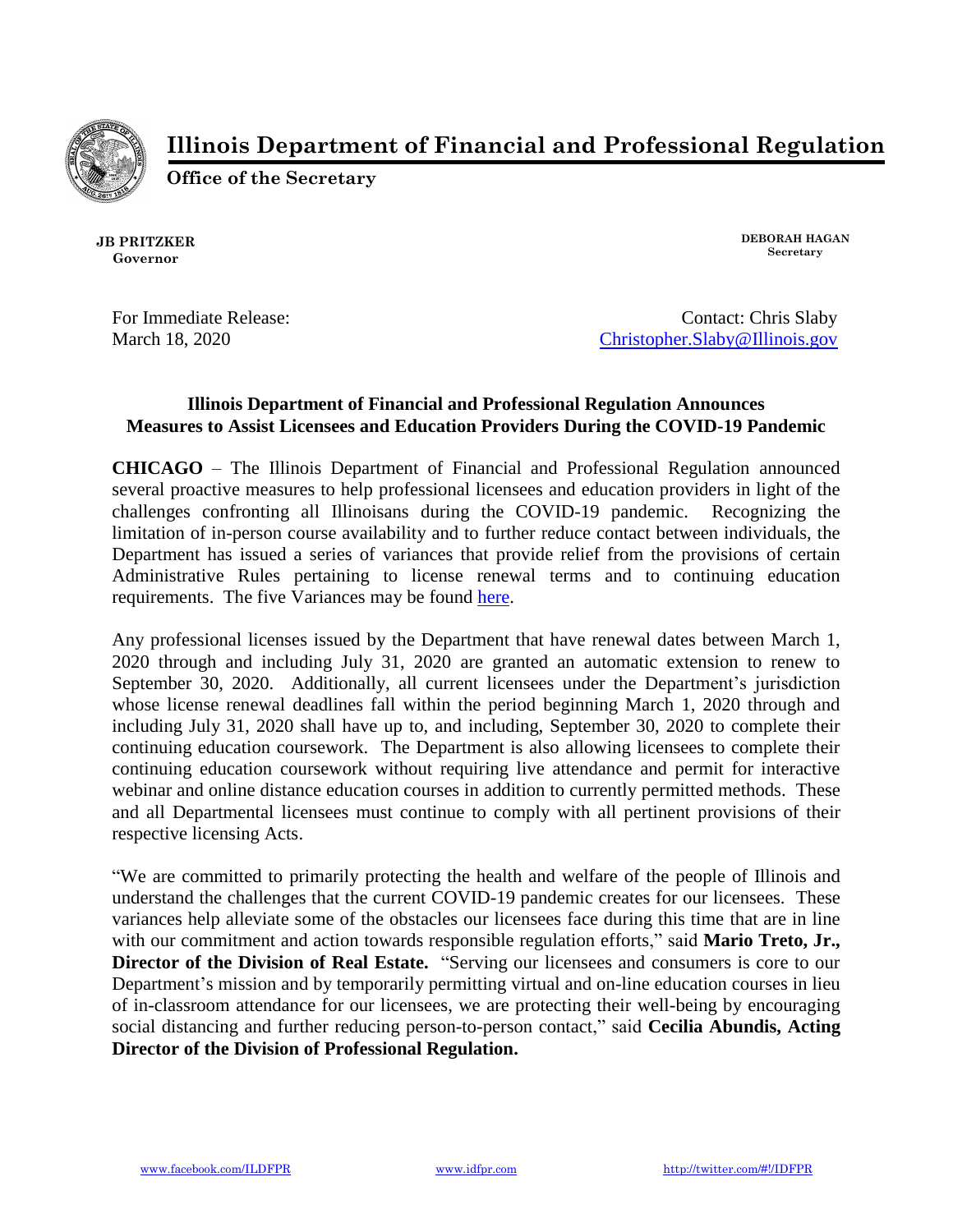# Illinois Department of Financial and Professional Regulation

**Office of the Secretary**

**JB PRITZKER**
**Governor**

**DEBORAH HAGAN**
**Secretary**

For Immediate Release:
March 18, 2020

Contact: Chris Slaby
Christopher.Slaby@Illinois.gov

## Illinois Department of Financial and Professional Regulation Announces Measures to Assist Licensees and Education Providers During the COVID-19 Pandemic

**CHICAGO** – The Illinois Department of Financial and Professional Regulation announced several proactive measures to help professional licensees and education providers in light of the challenges confronting all Illinoisans during the COVID-19 pandemic. Recognizing the limitation of in-person course availability and to further reduce contact between individuals, the Department has issued a series of variances that provide relief from the provisions of certain Administrative Rules pertaining to license renewal terms and to continuing education requirements. The five Variances may be found here.

Any professional licenses issued by the Department that have renewal dates between March 1, 2020 through and including July 31, 2020 are granted an automatic extension to renew to September 30, 2020. Additionally, all current licensees under the Department's jurisdiction whose license renewal deadlines fall within the period beginning March 1, 2020 through and including July 31, 2020 shall have up to, and including, September 30, 2020 to complete their continuing education coursework. The Department is also allowing licensees to complete their continuing education coursework without requiring live attendance and permit for interactive webinar and online distance education courses in addition to currently permitted methods. These and all Departmental licensees must continue to comply with all pertinent provisions of their respective licensing Acts.

"We are committed to primarily protecting the health and welfare of the people of Illinois and understand the challenges that the current COVID-19 pandemic creates for our licensees. These variances help alleviate some of the obstacles our licensees face during this time that are in line with our commitment and action towards responsible regulation efforts," said **Mario Treto, Jr., Director of the Division of Real Estate.** "Serving our licensees and consumers is core to our Department's mission and by temporarily permitting virtual and on-line education courses in lieu of in-classroom attendance for our licensees, we are protecting their well-being by encouraging social distancing and further reducing person-to-person contact," said **Cecilia Abundis, Acting Director of the Division of Professional Regulation.**

www.facebook.com/ILDFPR www.idfpr.com http://twitter.com/#!/IDFPR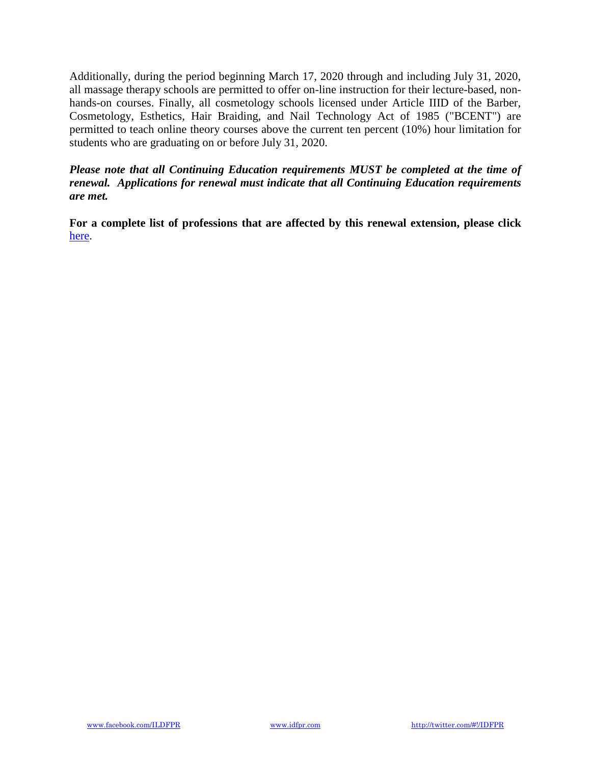Additionally, during the period beginning March 17, 2020 through and including July 31, 2020, all massage therapy schools are permitted to offer on-line instruction for their lecture-based, non-hands-on courses. Finally, all cosmetology schools licensed under Article IIID of the Barber, Cosmetology, Esthetics, Hair Braiding, and Nail Technology Act of 1985 ("BCENT") are permitted to teach online theory courses above the current ten percent (10%) hour limitation for students who are graduating on or before July 31, 2020.

***Please note that all Continuing Education requirements MUST be completed at the time of renewal. Applications for renewal must indicate that all Continuing Education requirements are met.***

**For a complete list of professions that are affected by this renewal extension, please click** here.

www.facebook.com/ILDFPR www.idfpr.com http://twitter.com/#!/IDFPR